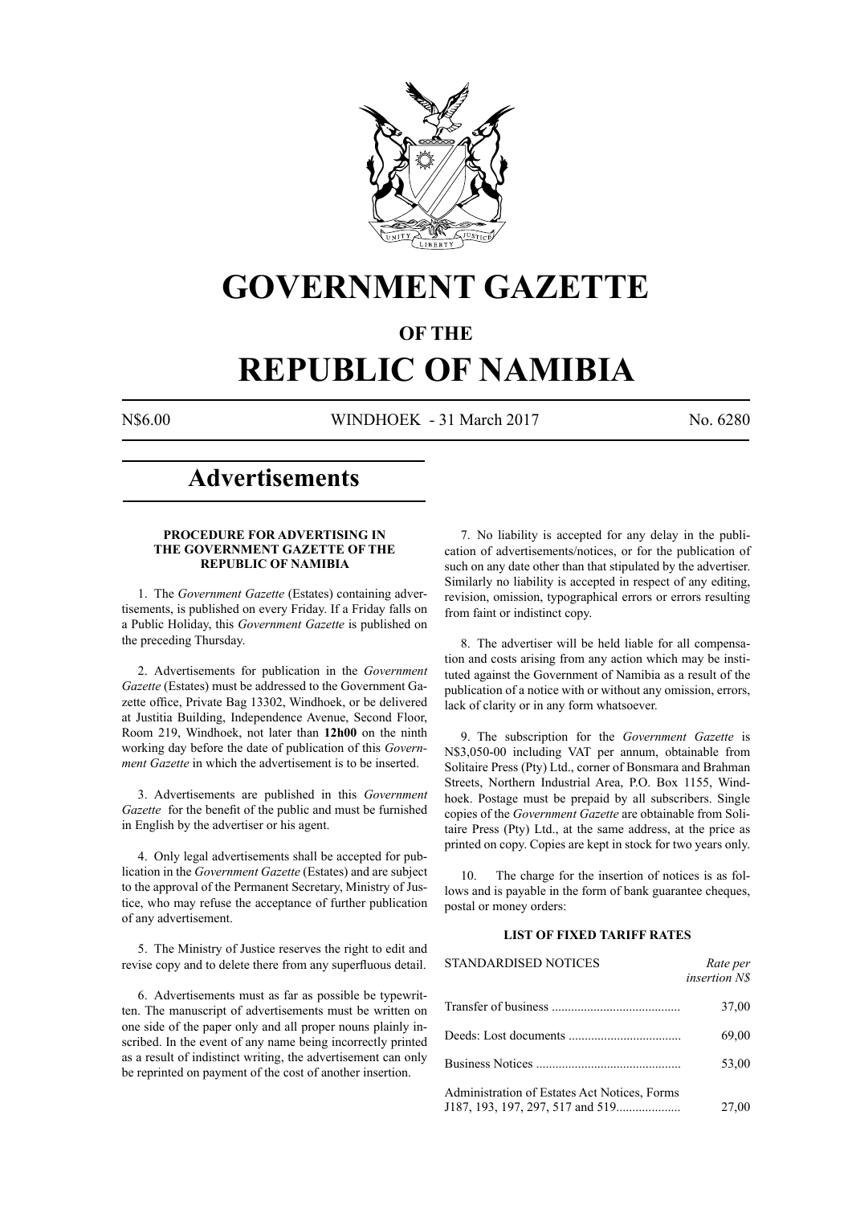# GOVERNMENT GAZETTE

## OF THE

# REPUBLIC OF NAMIBIA

N$6.00 WINDHOEK - 31 March 2017 No. 6280

# Advertisements

### PROCEDURE FOR ADVERTISING IN THE GOVERNMENT GAZETTE OF THE REPUBLIC OF NAMIBIA

1. The *Government Gazette* (Estates) containing advertisements, is published on every Friday. If a Friday falls on a Public Holiday, this *Government Gazette* is published on the preceding Thursday.

2. Advertisements for publication in the *Government Gazette* (Estates) must be addressed to the Government Gazette office, Private Bag 13302, Windhoek, or be delivered at Justitia Building, Independence Avenue, Second Floor, Room 219, Windhoek, not later than **12h00** on the ninth working day before the date of publication of this *Government Gazette* in which the advertisement is to be inserted.

3. Advertisements are published in this *Government Gazette* for the benefit of the public and must be furnished in English by the advertiser or his agent.

4. Only legal advertisements shall be accepted for publication in the *Government Gazette* (Estates) and are subject to the approval of the Permanent Secretary, Ministry of Justice, who may refuse the acceptance of further publication of any advertisement.

5. The Ministry of Justice reserves the right to edit and revise copy and to delete there from any superfluous detail.

6. Advertisements must as far as possible be typewritten. The manuscript of advertisements must be written on one side of the paper only and all proper nouns plainly inscribed. In the event of any name being incorrectly printed as a result of indistinct writing, the advertisement can only be reprinted on payment of the cost of another insertion.

7. No liability is accepted for any delay in the publication of advertisements/notices, or for the publication of such on any date other than that stipulated by the advertiser. Similarly no liability is accepted in respect of any editing, revision, omission, typographical errors or errors resulting from faint or indistinct copy.

8. The advertiser will be held liable for all compensation and costs arising from any action which may be instituted against the Government of Namibia as a result of the publication of a notice with or without any omission, errors, lack of clarity or in any form whatsoever.

9. The subscription for the *Government Gazette* is N$3,050-00 including VAT per annum, obtainable from Solitaire Press (Pty) Ltd., corner of Bonsmara and Brahman Streets, Northern Industrial Area, P.O. Box 1155, Windhoek. Postage must be prepaid by all subscribers. Single copies of the *Government Gazette* are obtainable from Solitaire Press (Pty) Ltd., at the same address, at the price as printed on copy. Copies are kept in stock for two years only.

10. The charge for the insertion of notices is as follows and is payable in the form of bank guarantee cheques, postal or money orders:

### LIST OF FIXED TARIFF RATES

| STANDARDISED NOTICES | *Rate per insertion N$* |
|---|---|
| Transfer of business | 37,00 |
| Deeds: Lost documents | 69,00 |
| Business Notices | 53,00 |
| Administration of Estates Act Notices, Forms J187, 193, 197, 297, 517 and 519 | 27,00 |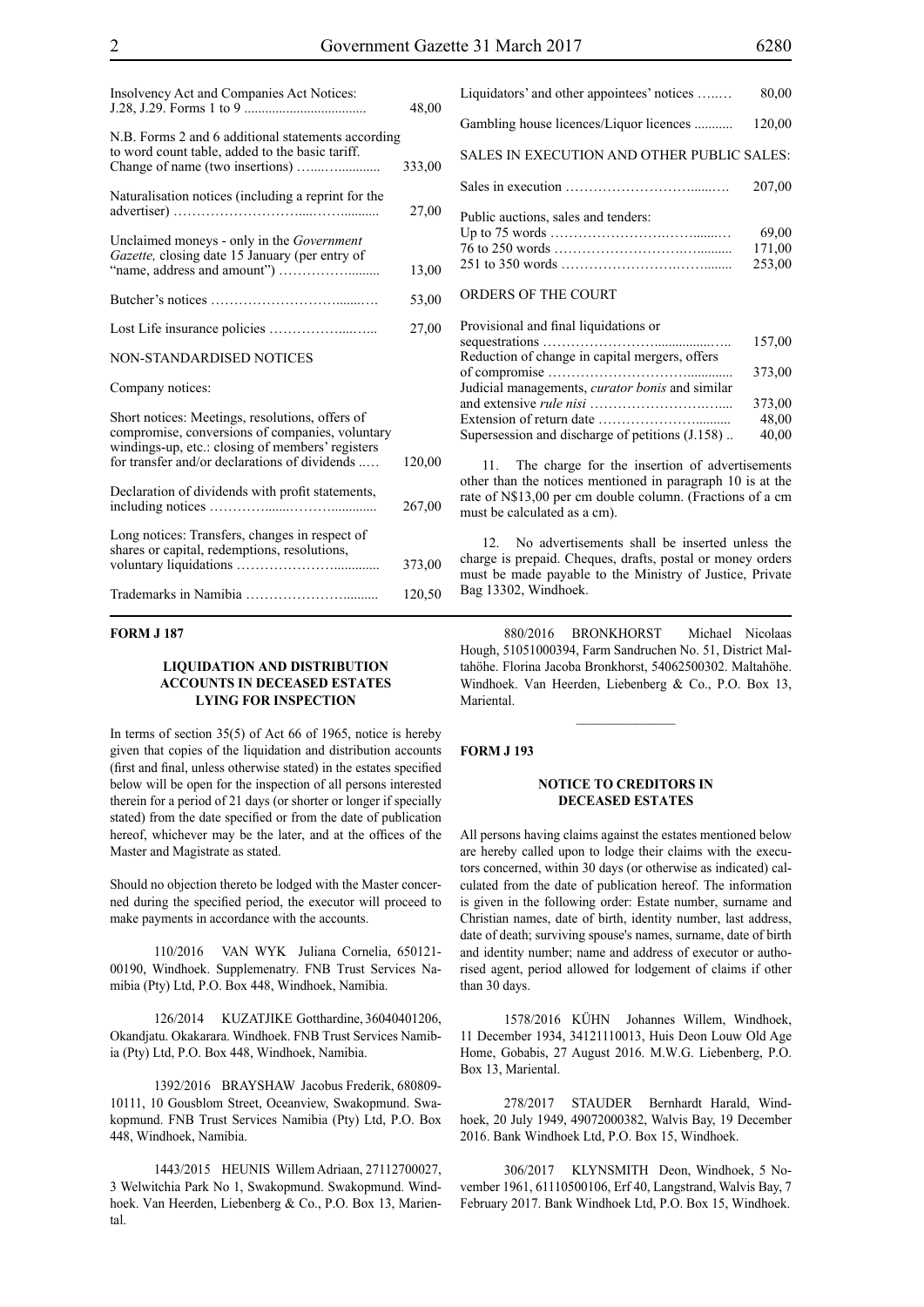| | |
|---|---|
| Insolvency Act and Companies Act Notices: J.28, J.29. Forms 1 to 9 | 48,00 |
| N.B. Forms 2 and 6 additional statements according to word count table, added to the basic tariff. Change of name (two insertions) | 333,00 |
| Naturalisation notices (including a reprint for the advertiser) | 27,00 |
| Unclaimed moneys - only in the *Government Gazette,* closing date 15 January (per entry of "name, address and amount") | 13,00 |
| Butcher's notices | 53,00 |
| Lost Life insurance policies | 27,00 |

NON-STANDARDISED NOTICES

Company notices:

| | |
|---|---|
| Short notices: Meetings, resolutions, offers of compromise, conversions of companies, voluntary windings-up, etc.: closing of members' registers for transfer and/or declarations of dividends | 120,00 |
| Declaration of dividends with profit statements, including notices | 267,00 |
| Long notices: Transfers, changes in respect of shares or capital, redemptions, resolutions, voluntary liquidations | 373,00 |
| Trademarks in Namibia | 120,50 |
| Liquidators' and other appointees' notices | 80,00 |
| Gambling house licences/Liquor licences | 120,00 |

SALES IN EXECUTION AND OTHER PUBLIC SALES:

| | |
|---|---|
| Sales in execution | 207,00 |
| Public auctions, sales and tenders: | |
| Up to 75 words | 69,00 |
| 76 to 250 words | 171,00 |
| 251 to 350 words | 253,00 |

ORDERS OF THE COURT

| | |
|---|---|
| Provisional and final liquidations or sequestrations | 157,00 |
| Reduction of change in capital mergers, offers of compromise | 373,00 |
| Judicial managements, *curator bonis* and similar and extensive *rule nisi* | 373,00 |
| Extension of return date | 48,00 |
| Supersession and discharge of petitions (J.158) | 40,00 |

11. The charge for the insertion of advertisements other than the notices mentioned in paragraph 10 is at the rate of N$13,00 per cm double column. (Fractions of a cm must be calculated as a cm).

12. No advertisements shall be inserted unless the charge is prepaid. Cheques, drafts, postal or money orders must be made payable to the Ministry of Justice, Private Bag 13302, Windhoek.

**FORM J 187**

**LIQUIDATION AND DISTRIBUTION ACCOUNTS IN DECEASED ESTATES LYING FOR INSPECTION**

In terms of section 35(5) of Act 66 of 1965, notice is hereby given that copies of the liquidation and distribution accounts (first and final, unless otherwise stated) in the estates specified below will be open for the inspection of all persons interested therein for a period of 21 days (or shorter or longer if specially stated) from the date specified or from the date of publication hereof, whichever may be the later, and at the offices of the Master and Magistrate as stated.

Should no objection thereto be lodged with the Master concerned during the specified period, the executor will proceed to make payments in accordance with the accounts.

110/2016 VAN WYK Juliana Cornelia, 650121-00190, Windhoek. Supplemenatry. FNB Trust Services Namibia (Pty) Ltd, P.O. Box 448, Windhoek, Namibia.

126/2014 KUZATJIKE Gotthardine, 36040401206, Okandjatu. Okakarara. Windhoek. FNB Trust Services Namibia (Pty) Ltd, P.O. Box 448, Windhoek, Namibia.

1392/2016 BRAYSHAW Jacobus Frederik, 680809-10111, 10 Gousblom Street, Oceanview, Swakopmund. Swakopmund. FNB Trust Services Namibia (Pty) Ltd, P.O. Box 448, Windhoek, Namibia.

1443/2015 HEUNIS Willem Adriaan, 27112700027, 3 Welwitchia Park No 1, Swakopmund. Swakopmund. Windhoek. Van Heerden, Liebenberg & Co., P.O. Box 13, Mariental.

880/2016 BRONKHORST Michael Nicolaas Hough, 51051000394, Farm Sandruchen No. 51, District Maltahöhe. Florina Jacoba Bronkhorst, 54062500302. Maltahöhe. Windhoek. Van Heerden, Liebenberg & Co., P.O. Box 13, Mariental.

**FORM J 193**

**NOTICE TO CREDITORS IN DECEASED ESTATES**

All persons having claims against the estates mentioned below are hereby called upon to lodge their claims with the executors concerned, within 30 days (or otherwise as indicated) calculated from the date of publication hereof. The information is given in the following order: Estate number, surname and Christian names, date of birth, identity number, last address, date of death; surviving spouse's names, surname, date of birth and identity number; name and address of executor or authorised agent, period allowed for lodgement of claims if other than 30 days.

1578/2016 KÜHN Johannes Willem, Windhoek, 11 December 1934, 34121110013, Huis Deon Louw Old Age Home, Gobabis, 27 August 2016. M.W.G. Liebenberg, P.O. Box 13, Mariental.

278/2017 STAUDER Bernhardt Harald, Windhoek, 20 July 1949, 49072000382, Walvis Bay, 19 December 2016. Bank Windhoek Ltd, P.O. Box 15, Windhoek.

306/2017 KLYNSMITH Deon, Windhoek, 5 November 1961, 61110500106, Erf 40, Langstrand, Walvis Bay, 7 February 2017. Bank Windhoek Ltd, P.O. Box 15, Windhoek.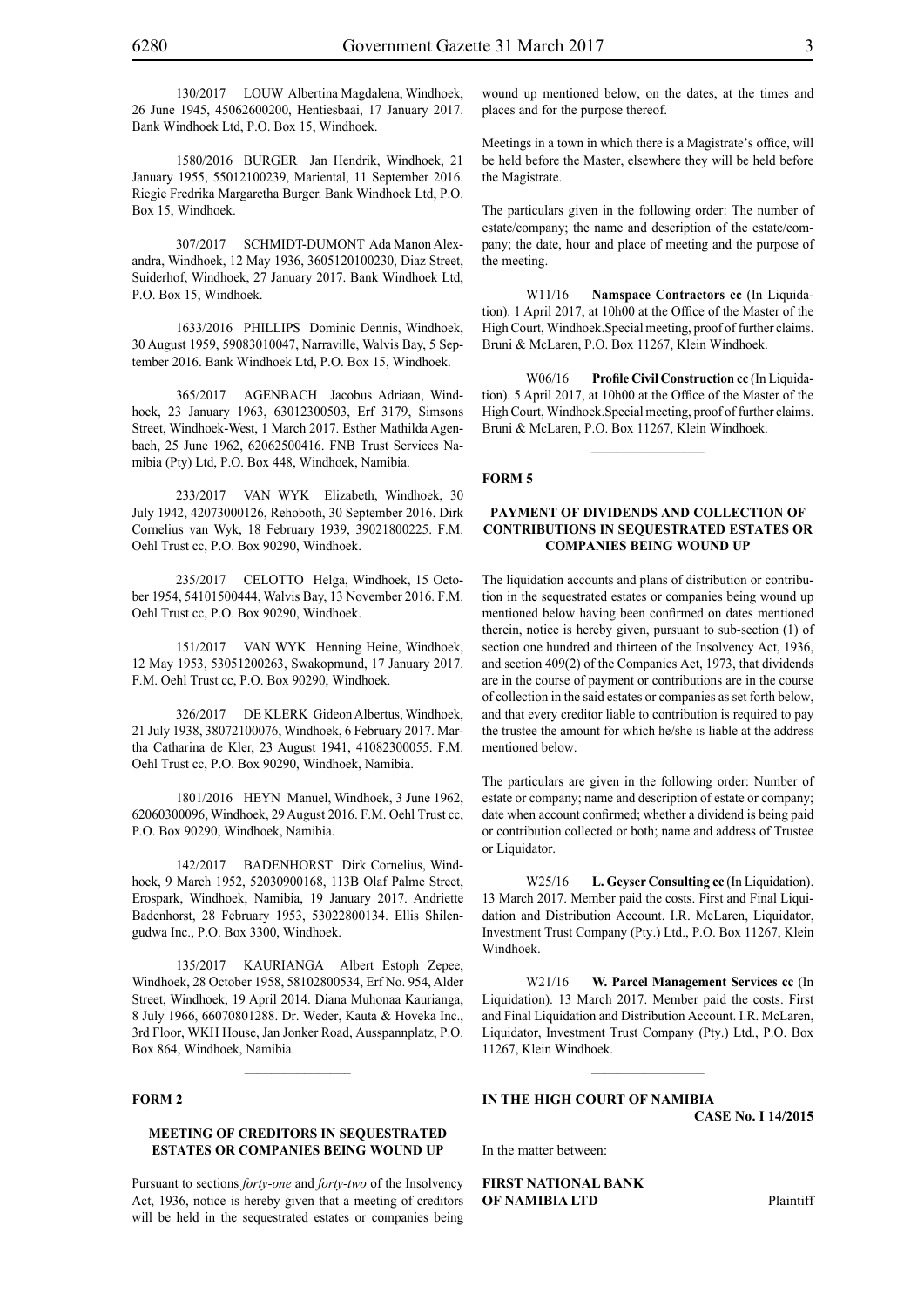130/2017 LOUW Albertina Magdalena, Windhoek, 26 June 1945, 45062600200, Hentiesbaai, 17 January 2017. Bank Windhoek Ltd, P.O. Box 15, Windhoek.

1580/2016 BURGER Jan Hendrik, Windhoek, 21 January 1955, 55012100239, Mariental, 11 September 2016. Riegie Fredrika Margaretha Burger. Bank Windhoek Ltd, P.O. Box 15, Windhoek.

307/2017 SCHMIDT-DUMONT Ada Manon Alexandra, Windhoek, 12 May 1936, 3605120100230, Diaz Street, Suiderhof, Windhoek, 27 January 2017. Bank Windhoek Ltd, P.O. Box 15, Windhoek.

1633/2016 PHILLIPS Dominic Dennis, Windhoek, 30 August 1959, 59083010047, Narraville, Walvis Bay, 5 September 2016. Bank Windhoek Ltd, P.O. Box 15, Windhoek.

365/2017 AGENBACH Jacobus Adriaan, Windhoek, 23 January 1963, 63012300503, Erf 3179, Simsons Street, Windhoek-West, 1 March 2017. Esther Mathilda Agenbach, 25 June 1962, 62062500416. FNB Trust Services Namibia (Pty) Ltd, P.O. Box 448, Windhoek, Namibia.

233/2017 VAN WYK Elizabeth, Windhoek, 30 July 1942, 42073000126, Rehoboth, 30 September 2016. Dirk Cornelius van Wyk, 18 February 1939, 39021800225. F.M. Oehl Trust cc, P.O. Box 90290, Windhoek.

235/2017 CELOTTO Helga, Windhoek, 15 October 1954, 54101500444, Walvis Bay, 13 November 2016. F.M. Oehl Trust cc, P.O. Box 90290, Windhoek.

151/2017 VAN WYK Henning Heine, Windhoek, 12 May 1953, 53051200263, Swakopmund, 17 January 2017. F.M. Oehl Trust cc, P.O. Box 90290, Windhoek.

326/2017 DE KLERK Gideon Albertus, Windhoek, 21 July 1938, 38072100076, Windhoek, 6 February 2017. Martha Catharina de Kler, 23 August 1941, 41082300055. F.M. Oehl Trust cc, P.O. Box 90290, Windhoek, Namibia.

1801/2016 HEYN Manuel, Windhoek, 3 June 1962, 62060300096, Windhoek, 29 August 2016. F.M. Oehl Trust cc, P.O. Box 90290, Windhoek, Namibia.

142/2017 BADENHORST Dirk Cornelius, Windhoek, 9 March 1952, 52030900168, 113B Olaf Palme Street, Erospark, Windhoek, Namibia, 19 January 2017. Andriette Badenhorst, 28 February 1953, 53022800134. Ellis Shilengudwa Inc., P.O. Box 3300, Windhoek.

135/2017 KAURIANGA Albert Estoph Zepee, Windhoek, 28 October 1958, 58102800534, Erf No. 954, Alder Street, Windhoek, 19 April 2014. Diana Muhonaa Kaurianga, 8 July 1966, 66070801288. Dr. Weder, Kauta & Hoveka Inc., 3rd Floor, WKH House, Jan Jonker Road, Ausspannplatz, P.O. Box 864, Windhoek, Namibia.

## FORM 2

### MEETING OF CREDITORS IN SEQUESTRATED ESTATES OR COMPANIES BEING WOUND UP

Pursuant to sections *forty-one* and *forty-two* of the Insolvency Act, 1936, notice is hereby given that a meeting of creditors will be held in the sequestrated estates or companies being wound up mentioned below, on the dates, at the times and places and for the purpose thereof.

Meetings in a town in which there is a Magistrate's office, will be held before the Master, elsewhere they will be held before the Magistrate.

The particulars given in the following order: The number of estate/company; the name and description of the estate/company; the date, hour and place of meeting and the purpose of the meeting.

W11/16 **Namspace Contractors cc** (In Liquidation). 1 April 2017, at 10h00 at the Office of the Master of the High Court, Windhoek.Special meeting, proof of further claims. Bruni & McLaren, P.O. Box 11267, Klein Windhoek.

W06/16 **Profile Civil Construction cc** (In Liquidation). 5 April 2017, at 10h00 at the Office of the Master of the High Court, Windhoek.Special meeting, proof of further claims. Bruni & McLaren, P.O. Box 11267, Klein Windhoek.

## FORM 5

### PAYMENT OF DIVIDENDS AND COLLECTION OF CONTRIBUTIONS IN SEQUESTRATED ESTATES OR COMPANIES BEING WOUND UP

The liquidation accounts and plans of distribution or contribution in the sequestrated estates or companies being wound up mentioned below having been confirmed on dates mentioned therein, notice is hereby given, pursuant to sub-section (1) of section one hundred and thirteen of the Insolvency Act, 1936, and section 409(2) of the Companies Act, 1973, that dividends are in the course of payment or contributions are in the course of collection in the said estates or companies as set forth below, and that every creditor liable to contribution is required to pay the trustee the amount for which he/she is liable at the address mentioned below.

The particulars are given in the following order: Number of estate or company; name and description of estate or company; date when account confirmed; whether a dividend is being paid or contribution collected or both; name and address of Trustee or Liquidator.

W25/16 **L. Geyser Consulting cc** (In Liquidation). 13 March 2017. Member paid the costs. First and Final Liquidation and Distribution Account. I.R. McLaren, Liquidator, Investment Trust Company (Pty.) Ltd., P.O. Box 11267, Klein Windhoek.

W21/16 **W. Parcel Management Services cc** (In Liquidation). 13 March 2017. Member paid the costs. First and Final Liquidation and Distribution Account. I.R. McLaren, Liquidator, Investment Trust Company (Pty.) Ltd., P.O. Box 11267, Klein Windhoek.

## IN THE HIGH COURT OF NAMIBIA

**CASE No. I 14/2015**

In the matter between:

**FIRST NATIONAL BANK OF NAMIBIA LTD** Plaintiff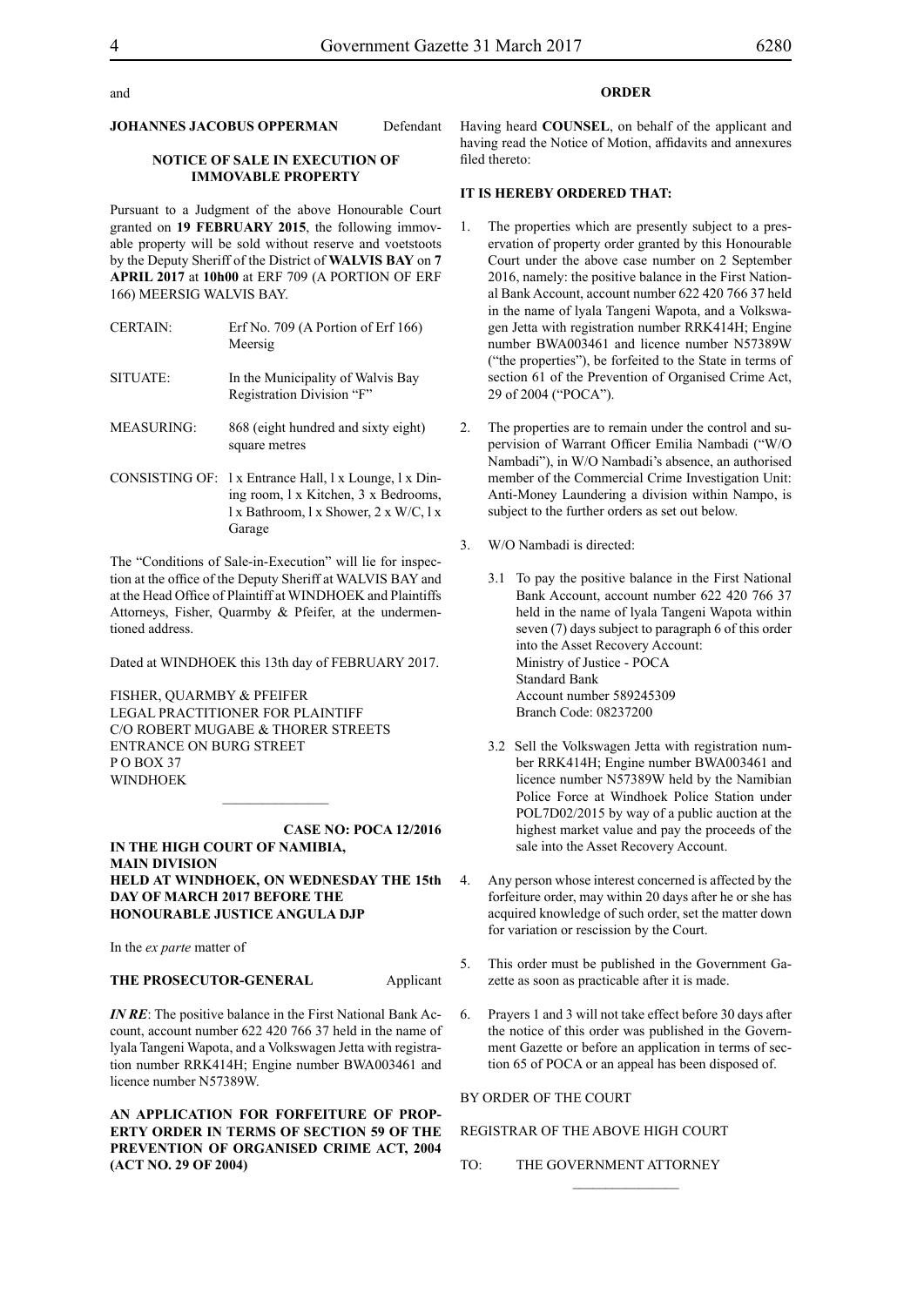and

**JOHANNES JACOBUS OPPERMAN** Defendant

**NOTICE OF SALE IN EXECUTION OF IMMOVABLE PROPERTY**

Pursuant to a Judgment of the above Honourable Court granted on **19 FEBRUARY 2015**, the following immovable property will be sold without reserve and voetstoots by the Deputy Sheriff of the District of **WALVIS BAY** on **7 APRIL 2017** at **10h00** at ERF 709 (A PORTION OF ERF 166) MEERSIG WALVIS BAY.

| | |
|---|---|
| CERTAIN: | Erf No. 709 (A Portion of Erf 166) Meersig |
| SITUATE: | In the Municipality of Walvis Bay Registration Division "F" |
| MEASURING: | 868 (eight hundred and sixty eight) square metres |
| CONSISTING OF: | l x Entrance Hall, l x Lounge, l x Dining room, l x Kitchen, 3 x Bedrooms, l x Bathroom, l x Shower, 2 x W/C, l x Garage |

The "Conditions of Sale-in-Execution" will lie for inspection at the office of the Deputy Sheriff at WALVIS BAY and at the Head Office of Plaintiff at WINDHOEK and Plaintiffs Attorneys, Fisher, Quarmby & Pfeifer, at the undermentioned address.

Dated at WINDHOEK this 13th day of FEBRUARY 2017.

FISHER, QUARMBY & PFEIFER
LEGAL PRACTITIONER FOR PLAINTIFF
C/O ROBERT MUGABE & THORER STREETS
ENTRANCE ON BURG STREET
P O BOX 37
WINDHOEK

---

**CASE NO: POCA 12/2016**

**IN THE HIGH COURT OF NAMIBIA, MAIN DIVISION HELD AT WINDHOEK, ON WEDNESDAY THE 15th DAY OF MARCH 2017 BEFORE THE HONOURABLE JUSTICE ANGULA DJP**

In the *ex parte* matter of

**THE PROSECUTOR-GENERAL** Applicant

***IN RE***: The positive balance in the First National Bank Account, account number 622 420 766 37 held in the name of lyala Tangeni Wapota, and a Volkswagen Jetta with registration number RRK414H; Engine number BWA003461 and licence number N57389W.

**AN APPLICATION FOR FORFEITURE OF PROPERTY ORDER IN TERMS OF SECTION 59 OF THE PREVENTION OF ORGANISED CRIME ACT, 2004 (ACT NO. 29 OF 2004)**

**ORDER**

Having heard **COUNSEL**, on behalf of the applicant and having read the Notice of Motion, affidavits and annexures filed thereto:

**IT IS HEREBY ORDERED THAT:**

1. The properties which are presently subject to a preservation of property order granted by this Honourable Court under the above case number on 2 September 2016, namely: the positive balance in the First National Bank Account, account number 622 420 766 37 held in the name of lyala Tangeni Wapota, and a Volkswagen Jetta with registration number RRK414H; Engine number BWA003461 and licence number N57389W ("the properties"), be forfeited to the State in terms of section 61 of the Prevention of Organised Crime Act, 29 of 2004 ("POCA").

2. The properties are to remain under the control and supervision of Warrant Officer Emilia Nambadi ("W/O Nambadi"), in W/O Nambadi's absence, an authorised member of the Commercial Crime Investigation Unit: Anti-Money Laundering a division within Nampo, is subject to the further orders as set out below.

3. W/O Nambadi is directed:

   3.1 To pay the positive balance in the First National Bank Account, account number 622 420 766 37 held in the name of lyala Tangeni Wapota within seven (7) days subject to paragraph 6 of this order into the Asset Recovery Account:
   Ministry of Justice - POCA
   Standard Bank
   Account number 589245309
   Branch Code: 08237200

   3.2 Sell the Volkswagen Jetta with registration number RRK414H; Engine number BWA003461 and licence number N57389W held by the Namibian Police Force at Windhoek Police Station under POL7D02/2015 by way of a public auction at the highest market value and pay the proceeds of the sale into the Asset Recovery Account.

4. Any person whose interest concerned is affected by the forfeiture order, may within 20 days after he or she has acquired knowledge of such order, set the matter down for variation or rescission by the Court.

5. This order must be published in the Government Gazette as soon as practicable after it is made.

6. Prayers 1 and 3 will not take effect before 30 days after the notice of this order was published in the Government Gazette or before an application in terms of section 65 of POCA or an appeal has been disposed of.

BY ORDER OF THE COURT

REGISTRAR OF THE ABOVE HIGH COURT

TO: THE GOVERNMENT ATTORNEY

---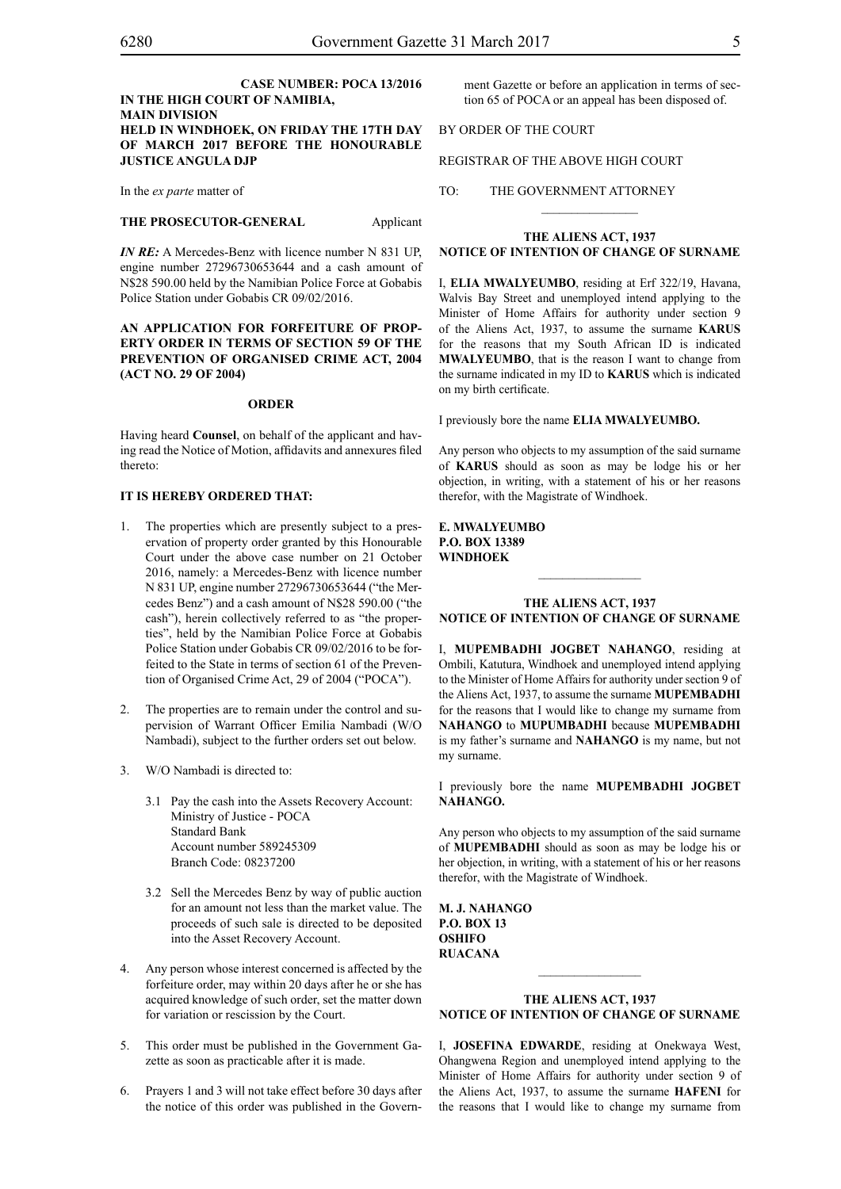**CASE NUMBER: POCA 13/2016**

**IN THE HIGH COURT OF NAMIBIA, MAIN DIVISION HELD IN WINDHOEK, ON FRIDAY THE 17TH DAY OF MARCH 2017 BEFORE THE HONOURABLE JUSTICE ANGULA DJP**

In the *ex parte* matter of

**THE PROSECUTOR-GENERAL** Applicant

***IN RE:*** A Mercedes-Benz with licence number N 831 UP, engine number 27296730653644 and a cash amount of N$28 590.00 held by the Namibian Police Force at Gobabis Police Station under Gobabis CR 09/02/2016.

**AN APPLICATION FOR FORFEITURE OF PROPERTY ORDER IN TERMS OF SECTION 59 OF THE PREVENTION OF ORGANISED CRIME ACT, 2004 (ACT NO. 29 OF 2004)**

**ORDER**

Having heard **Counsel**, on behalf of the applicant and having read the Notice of Motion, affidavits and annexures filed thereto:

**IT IS HEREBY ORDERED THAT:**

1. The properties which are presently subject to a preservation of property order granted by this Honourable Court under the above case number on 21 October 2016, namely: a Mercedes-Benz with licence number N 831 UP, engine number 27296730653644 ("the Mercedes Benz") and a cash amount of N$28 590.00 ("the cash"), herein collectively referred to as "the properties", held by the Namibian Police Force at Gobabis Police Station under Gobabis CR 09/02/2016 to be forfeited to the State in terms of section 61 of the Prevention of Organised Crime Act, 29 of 2004 ("POCA").

2. The properties are to remain under the control and supervision of Warrant Officer Emilia Nambadi (W/O Nambadi), subject to the further orders set out below.

3. W/O Nambadi is directed to:

   3.1 Pay the cash into the Assets Recovery Account: Ministry of Justice - POCA Standard Bank Account number 589245309 Branch Code: 08237200

   3.2 Sell the Mercedes Benz by way of public auction for an amount not less than the market value. The proceeds of such sale is directed to be deposited into the Asset Recovery Account.

4. Any person whose interest concerned is affected by the forfeiture order, may within 20 days after he or she has acquired knowledge of such order, set the matter down for variation or rescission by the Court.

5. This order must be published in the Government Gazette as soon as practicable after it is made.

6. Prayers 1 and 3 will not take effect before 30 days after the notice of this order was published in the Government Gazette or before an application in terms of section 65 of POCA or an appeal has been disposed of.

BY ORDER OF THE COURT

REGISTRAR OF THE ABOVE HIGH COURT

TO: THE GOVERNMENT ATTORNEY

---

**THE ALIENS ACT, 1937**
**NOTICE OF INTENTION OF CHANGE OF SURNAME**

I, **ELIA MWALYEUMBO**, residing at Erf 322/19, Havana, Walvis Bay Street and unemployed intend applying to the Minister of Home Affairs for authority under section 9 of the Aliens Act, 1937, to assume the surname **KARUS** for the reasons that my South African ID is indicated **MWALYEUMBO**, that is the reason I want to change from the surname indicated in my ID to **KARUS** which is indicated on my birth certificate.

I previously bore the name **ELIA MWALYEUMBO.**

Any person who objects to my assumption of the said surname of **KARUS** should as soon as may be lodge his or her objection, in writing, with a statement of his or her reasons therefor, with the Magistrate of Windhoek.

**E. MWALYEUMBO**
**P.O. BOX 13389**
**WINDHOEK**

---

**THE ALIENS ACT, 1937**
**NOTICE OF INTENTION OF CHANGE OF SURNAME**

I, **MUPEMBADHI JOGBET NAHANGO**, residing at Ombili, Katutura, Windhoek and unemployed intend applying to the Minister of Home Affairs for authority under section 9 of the Aliens Act, 1937, to assume the surname **MUPEMBADHI** for the reasons that I would like to change my surname from **NAHANGO** to **MUPUMBADHI** because **MUPEMBADHI** is my father's surname and **NAHANGO** is my name, but not my surname.

I previously bore the name **MUPEMBADHI JOGBET NAHANGO.**

Any person who objects to my assumption of the said surname of **MUPEMBADHI** should as soon as may be lodge his or her objection, in writing, with a statement of his or her reasons therefor, with the Magistrate of Windhoek.

**M. J. NAHANGO**
**P.O. BOX 13**
**OSHIFO**
**RUACANA**

---

**THE ALIENS ACT, 1937**
**NOTICE OF INTENTION OF CHANGE OF SURNAME**

I, **JOSEFINA EDWARDE**, residing at Onekwaya West, Ohangwena Region and unemployed intend applying to the Minister of Home Affairs for authority under section 9 of the Aliens Act, 1937, to assume the surname **HAFENI** for the reasons that I would like to change my surname from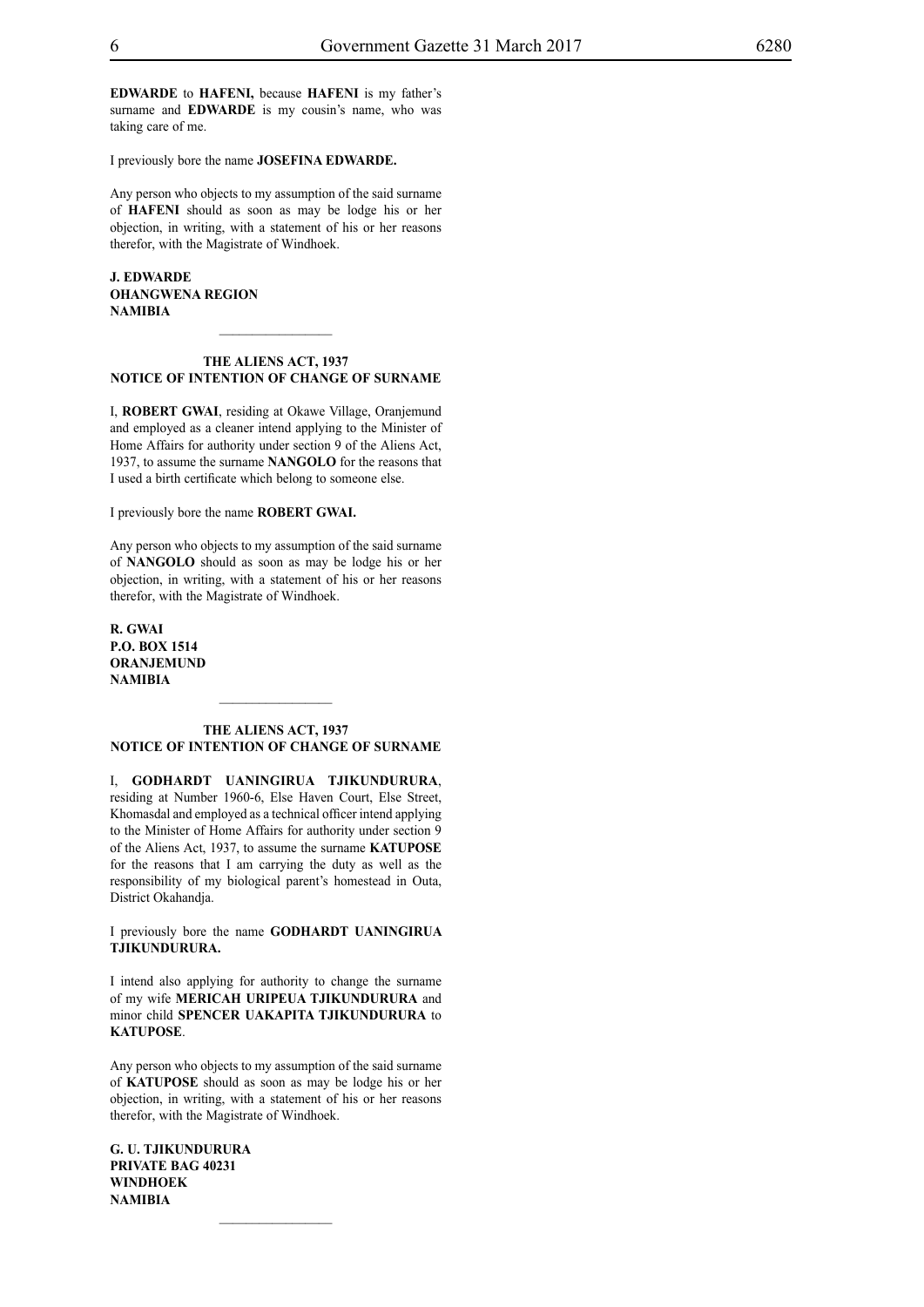**EDWARDE** to **HAFENI,** because **HAFENI** is my father's surname and **EDWARDE** is my cousin's name, who was taking care of me.

I previously bore the name **JOSEFINA EDWARDE.**

Any person who objects to my assumption of the said surname of **HAFENI** should as soon as may be lodge his or her objection, in writing, with a statement of his or her reasons therefor, with the Magistrate of Windhoek.

**J. EDWARDE**
**OHANGWENA REGION**
**NAMIBIA**

---

**THE ALIENS ACT, 1937**
**NOTICE OF INTENTION OF CHANGE OF SURNAME**

I, **ROBERT GWAI**, residing at Okawe Village, Oranjemund and employed as a cleaner intend applying to the Minister of Home Affairs for authority under section 9 of the Aliens Act, 1937, to assume the surname **NANGOLO** for the reasons that I used a birth certificate which belong to someone else.

I previously bore the name **ROBERT GWAI.**

Any person who objects to my assumption of the said surname of **NANGOLO** should as soon as may be lodge his or her objection, in writing, with a statement of his or her reasons therefor, with the Magistrate of Windhoek.

**R. GWAI**
**P.O. BOX 1514**
**ORANJEMUND**
**NAMIBIA**

---

**THE ALIENS ACT, 1937**
**NOTICE OF INTENTION OF CHANGE OF SURNAME**

I, **GODHARDT UANINGIRUA TJIKUNDURURA**, residing at Number 1960-6, Else Haven Court, Else Street, Khomasdal and employed as a technical officer intend applying to the Minister of Home Affairs for authority under section 9 of the Aliens Act, 1937, to assume the surname **KATUPOSE** for the reasons that I am carrying the duty as well as the responsibility of my biological parent's homestead in Outa, District Okahandja.

I previously bore the name **GODHARDT UANINGIRUA TJIKUNDURURA.**

I intend also applying for authority to change the surname of my wife **MERICAH URIPEUA TJIKUNDURURA** and minor child **SPENCER UAKAPITA TJIKUNDURURA** to **KATUPOSE**.

Any person who objects to my assumption of the said surname of **KATUPOSE** should as soon as may be lodge his or her objection, in writing, with a statement of his or her reasons therefor, with the Magistrate of Windhoek.

**G. U. TJIKUNDURURA**
**PRIVATE BAG 40231**
**WINDHOEK**
**NAMIBIA**

---